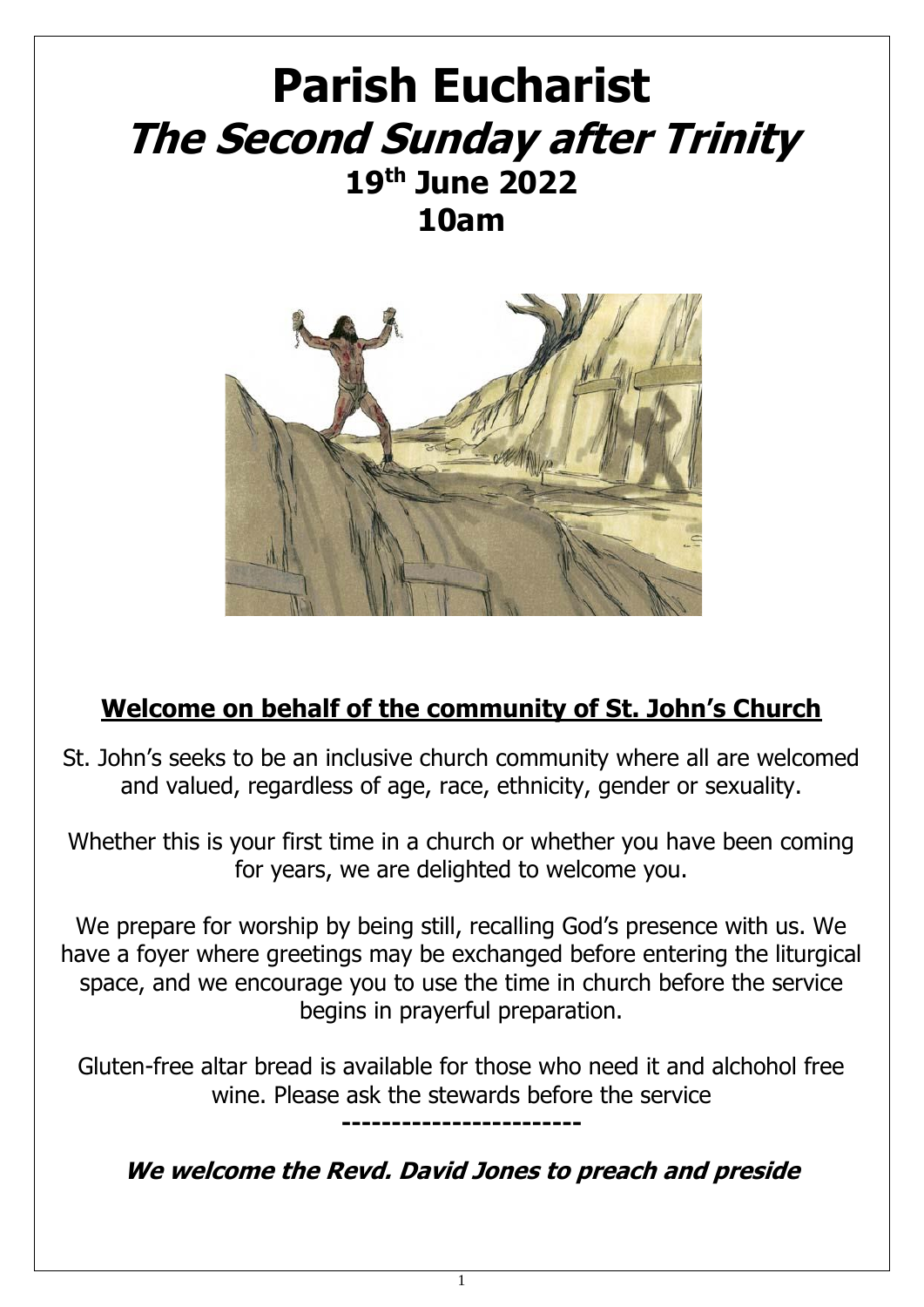# Parish Eucharist

## *The Second Sunday after Trinity*

## 19th June 2022

## 10am

## Welcome on behalf of the community of St. John's Church

St. John's seeks to be an inclusive church community where all are welcomed and valued, regardless of age, race, ethnicity, gender or sexuality.

Whether this is your first time in a church or whether you have been coming for years, we are delighted to welcome you.

We prepare for worship by being still, recalling God's presence with us. We have a foyer where greetings may be exchanged before entering the liturgical space, and we encourage you to use the time in church before the service begins in prayerful preparation.

Gluten-free altar bread is available for those who need it and alchohol free wine. Please ask the stewards before the service

**------------------------**

***We welcome the Revd. David Jones to preach and preside***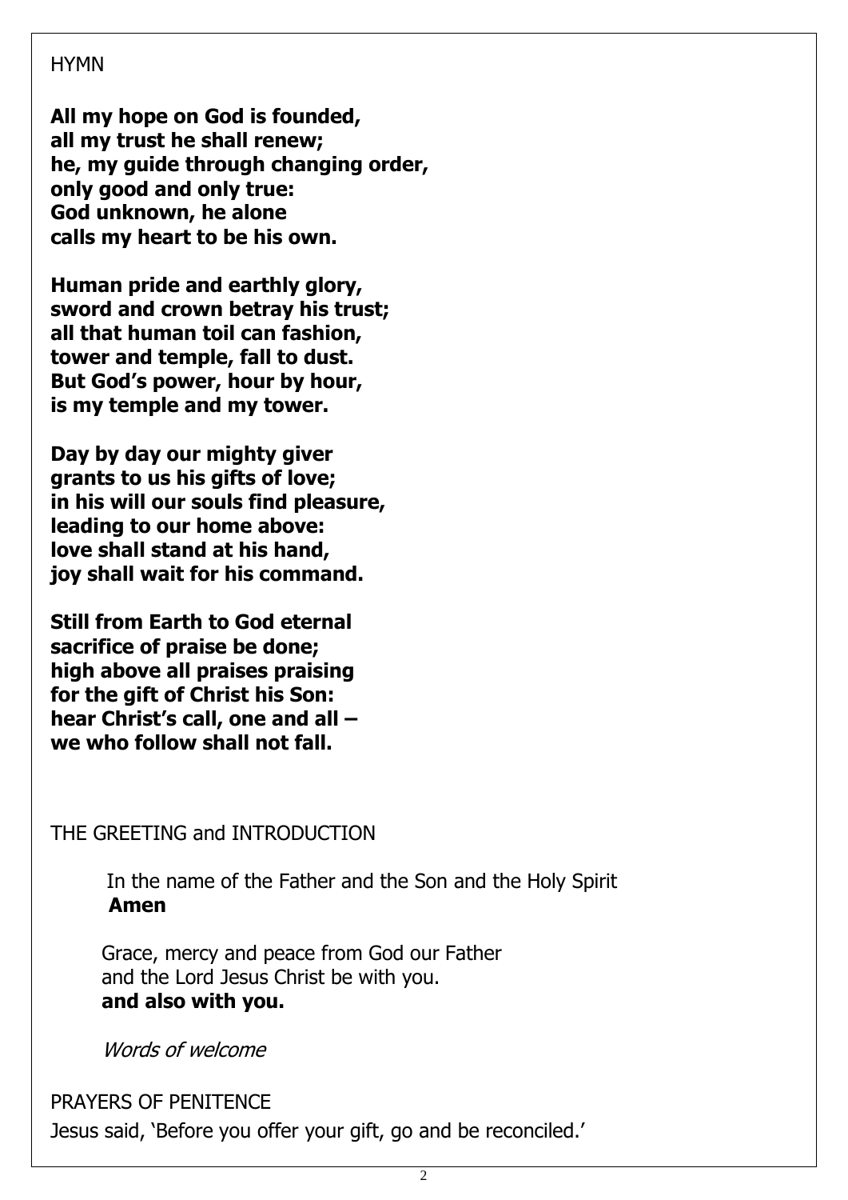## HYMN

**All my hope on God is founded,**
**all my trust he shall renew;**
**he, my guide through changing order,**
**only good and only true:**
**God unknown, he alone**
**calls my heart to be his own.**

**Human pride and earthly glory,**
**sword and crown betray his trust;**
**all that human toil can fashion,**
**tower and temple, fall to dust.**
**But God's power, hour by hour,**
**is my temple and my tower.**

**Day by day our mighty giver**
**grants to us his gifts of love;**
**in his will our souls find pleasure,**
**leading to our home above:**
**love shall stand at his hand,**
**joy shall wait for his command.**

**Still from Earth to God eternal**
**sacrifice of praise be done;**
**high above all praises praising**
**for the gift of Christ his Son:**
**hear Christ's call, one and all –**
**we who follow shall not fall.**

## THE GREETING and INTRODUCTION

In the name of the Father and the Son and the Holy Spirit
**Amen**

Grace, mercy and peace from God our Father
and the Lord Jesus Christ be with you.
**and also with you.**

*Words of welcome*

## PRAYERS OF PENITENCE

Jesus said, 'Before you offer your gift, go and be reconciled.'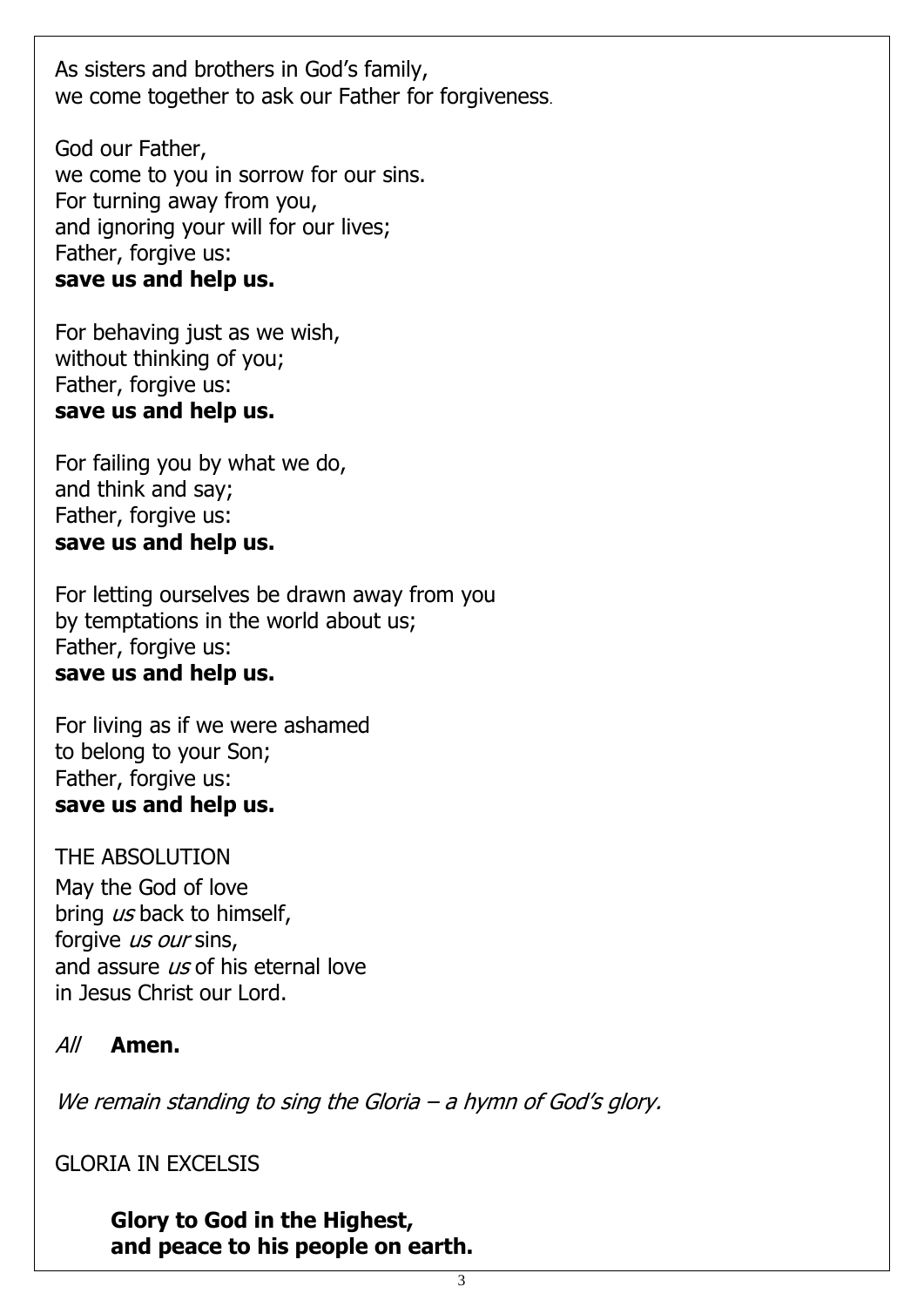As sisters and brothers in God's family,
we come together to ask our Father for forgiveness.

God our Father,
we come to you in sorrow for our sins.
For turning away from you,
and ignoring your will for our lives;
Father, forgive us:
**save us and help us.**

For behaving just as we wish,
without thinking of you;
Father, forgive us:
**save us and help us.**

For failing you by what we do,
and think and say;
Father, forgive us:
**save us and help us.**

For letting ourselves be drawn away from you
by temptations in the world about us;
Father, forgive us:
**save us and help us.**

For living as if we were ashamed
to belong to your Son;
Father, forgive us:
**save us and help us.**

THE ABSOLUTION

May the God of love
bring *us* back to himself,
forgive *us our* sins,
and assure *us* of his eternal love
in Jesus Christ our Lord.

*All* **Amen.**

*We remain standing to sing the Gloria – a hymn of God's glory.*

GLORIA IN EXCELSIS

**Glory to God in the Highest,**
**and peace to his people on earth.**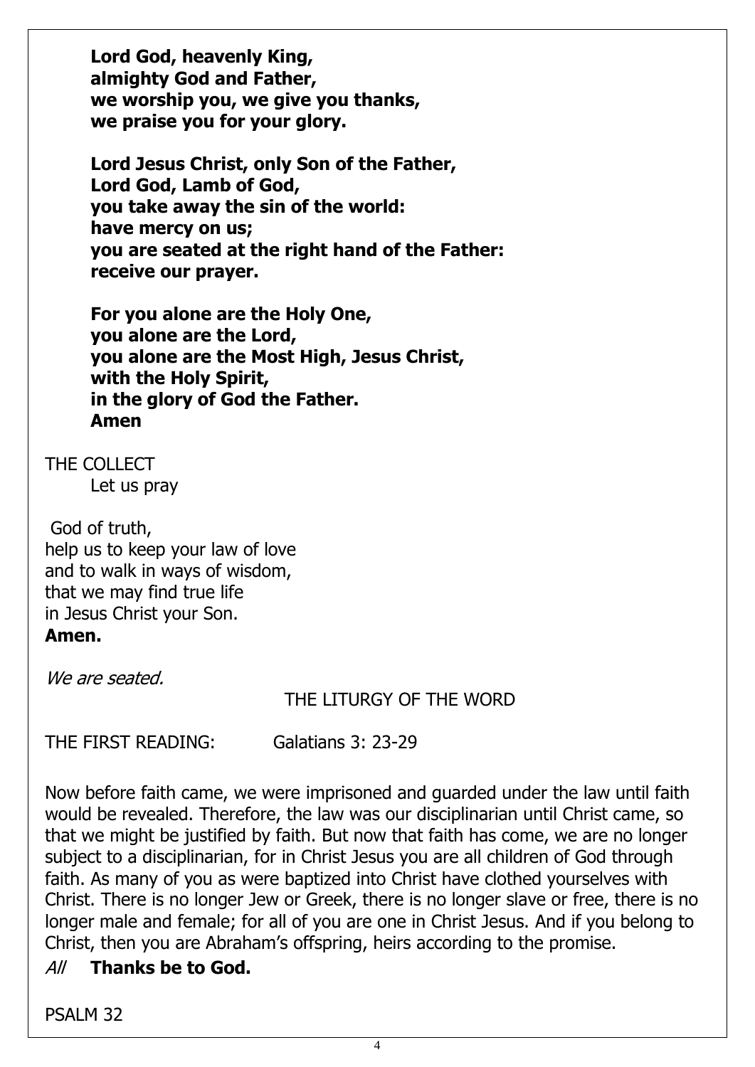**Lord God, heavenly King,**
**almighty God and Father,**
**we worship you, we give you thanks,**
**we praise you for your glory.**

**Lord Jesus Christ, only Son of the Father,**
**Lord God, Lamb of God,**
**you take away the sin of the world:**
**have mercy on us;**
**you are seated at the right hand of the Father:**
**receive our prayer.**

**For you alone are the Holy One,**
**you alone are the Lord,**
**you alone are the Most High, Jesus Christ,**
**with the Holy Spirit,**
**in the glory of God the Father.**
**Amen**

THE COLLECT

Let us pray

God of truth,
help us to keep your law of love
and to walk in ways of wisdom,
that we may find true life
in Jesus Christ your Son.
**Amen.**

*We are seated.*

## THE LITURGY OF THE WORD

THE FIRST READING: Galatians 3: 23-29

Now before faith came, we were imprisoned and guarded under the law until faith would be revealed. Therefore, the law was our disciplinarian until Christ came, so that we might be justified by faith. But now that faith has come, we are no longer subject to a disciplinarian, for in Christ Jesus you are all children of God through faith. As many of you as were baptized into Christ have clothed yourselves with Christ. There is no longer Jew or Greek, there is no longer slave or free, there is no longer male and female; for all of you are one in Christ Jesus. And if you belong to Christ, then you are Abraham's offspring, heirs according to the promise.

*All* **Thanks be to God.**

PSALM 32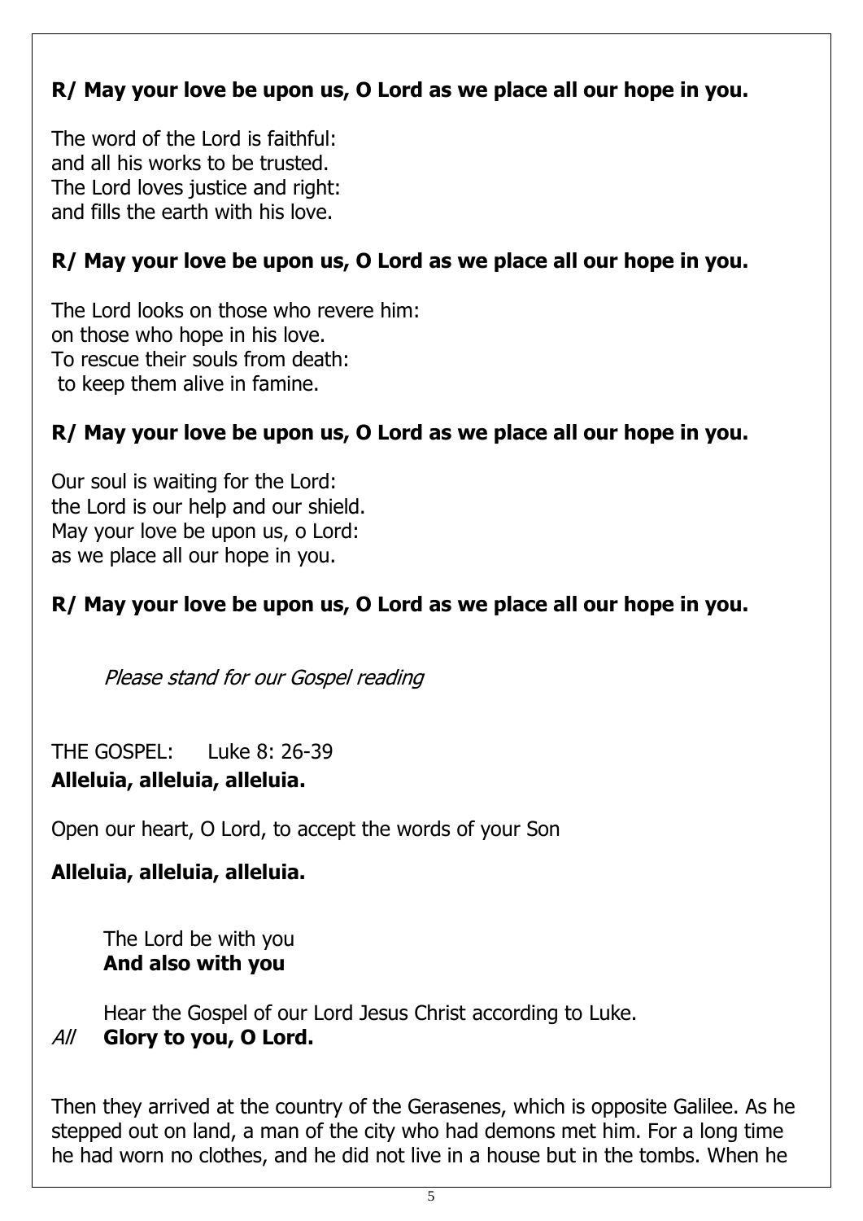**R/ May your love be upon us, O Lord as we place all our hope in you.**

The word of the Lord is faithful:  
and all his works to be trusted.  
The Lord loves justice and right:  
and fills the earth with his love.

**R/ May your love be upon us, O Lord as we place all our hope in you.**

The Lord looks on those who revere him:  
on those who hope in his love.  
To rescue their souls from death:  
to keep them alive in famine.

**R/ May your love be upon us, O Lord as we place all our hope in you.**

Our soul is waiting for the Lord:  
the Lord is our help and our shield.  
May your love be upon us, o Lord:  
as we place all our hope in you.

**R/ May your love be upon us, O Lord as we place all our hope in you.**

*Please stand for our Gospel reading*

THE GOSPEL: Luke 8: 26-39

**Alleluia, alleluia, alleluia.**

Open our heart, O Lord, to accept the words of your Son

**Alleluia, alleluia, alleluia.**

The Lord be with you  
**And also with you**

Hear the Gospel of our Lord Jesus Christ according to Luke.  
*All* **Glory to you, O Lord.**

Then they arrived at the country of the Gerasenes, which is opposite Galilee. As he stepped out on land, a man of the city who had demons met him. For a long time he had worn no clothes, and he did not live in a house but in the tombs. When he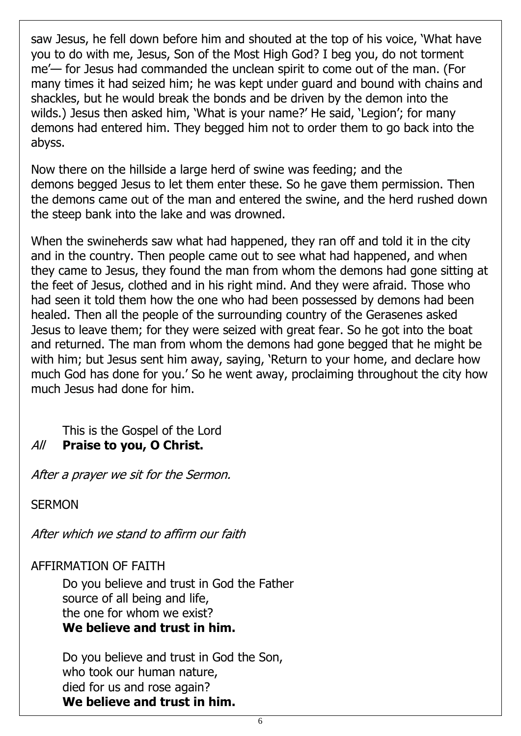saw Jesus, he fell down before him and shouted at the top of his voice, 'What have you to do with me, Jesus, Son of the Most High God? I beg you, do not torment me'— for Jesus had commanded the unclean spirit to come out of the man. (For many times it had seized him; he was kept under guard and bound with chains and shackles, but he would break the bonds and be driven by the demon into the wilds.) Jesus then asked him, 'What is your name?' He said, 'Legion'; for many demons had entered him. They begged him not to order them to go back into the abyss.

Now there on the hillside a large herd of swine was feeding; and the demons begged Jesus to let them enter these. So he gave them permission. Then the demons came out of the man and entered the swine, and the herd rushed down the steep bank into the lake and was drowned.

When the swineherds saw what had happened, they ran off and told it in the city and in the country. Then people came out to see what had happened, and when they came to Jesus, they found the man from whom the demons had gone sitting at the feet of Jesus, clothed and in his right mind. And they were afraid. Those who had seen it told them how the one who had been possessed by demons had been healed. Then all the people of the surrounding country of the Gerasenes asked Jesus to leave them; for they were seized with great fear. So he got into the boat and returned. The man from whom the demons had gone begged that he might be with him; but Jesus sent him away, saying, 'Return to your home, and declare how much God has done for you.' So he went away, proclaiming throughout the city how much Jesus had done for him.

This is the Gospel of the Lord
*All* **Praise to you, O Christ.**

*After a prayer we sit for the Sermon.*

SERMON

*After which we stand to affirm our faith*

AFFIRMATION OF FAITH

Do you believe and trust in God the Father
source of all being and life,
the one for whom we exist?
**We believe and trust in him.**

Do you believe and trust in God the Son,
who took our human nature,
died for us and rose again?
**We believe and trust in him.**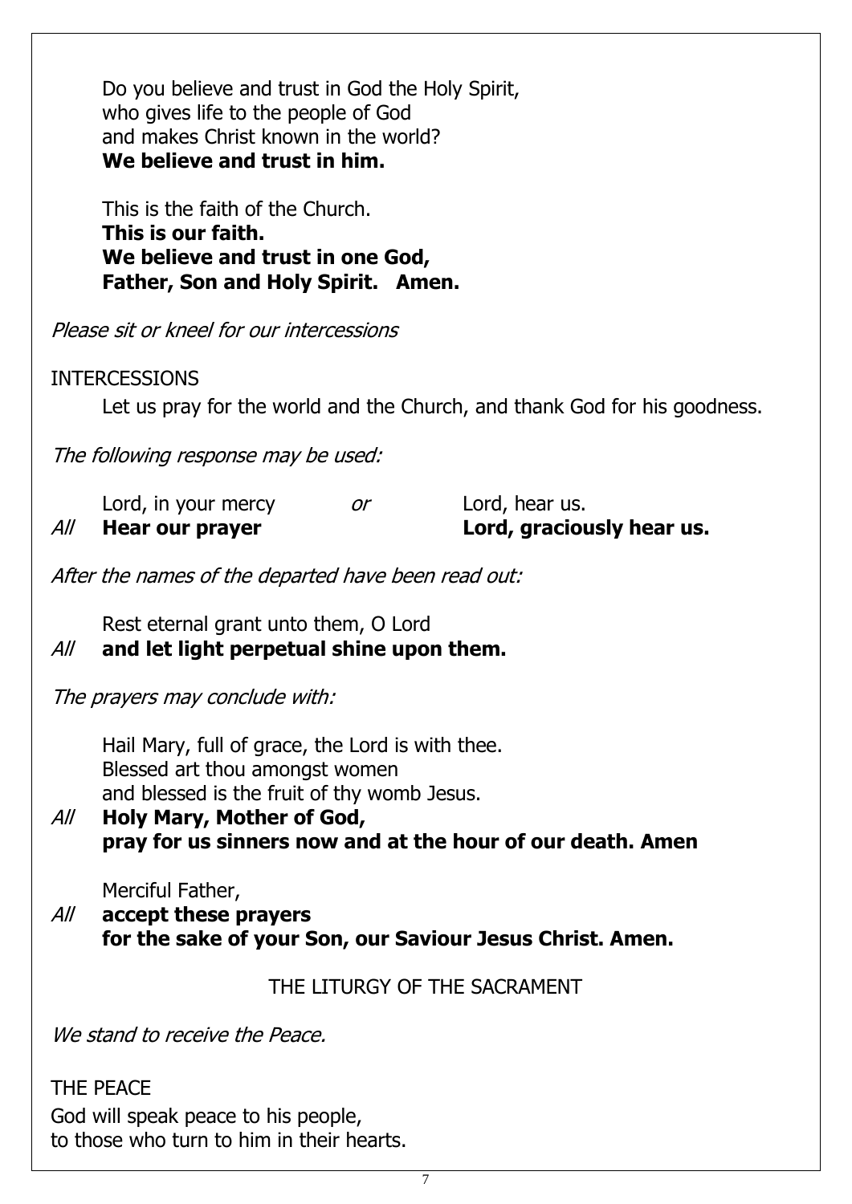Do you believe and trust in God the Holy Spirit,
who gives life to the people of God
and makes Christ known in the world?
**We believe and trust in him.**

This is the faith of the Church.
**This is our faith.**
**We believe and trust in one God,**
**Father, Son and Holy Spirit. Amen.**

*Please sit or kneel for our intercessions*

INTERCESSIONS

Let us pray for the world and the Church, and thank God for his goodness.

*The following response may be used:*

Lord, in your mercy *or* Lord, hear us.
*All* **Hear our prayer** **Lord, graciously hear us.**

*After the names of the departed have been read out:*

Rest eternal grant unto them, O Lord
*All* **and let light perpetual shine upon them.**

*The prayers may conclude with:*

Hail Mary, full of grace, the Lord is with thee.
Blessed art thou amongst women
and blessed is the fruit of thy womb Jesus.
*All* **Holy Mary, Mother of God,**
**pray for us sinners now and at the hour of our death. Amen**

Merciful Father,
*All* **accept these prayers**
**for the sake of your Son, our Saviour Jesus Christ. Amen.**

THE LITURGY OF THE SACRAMENT

*We stand to receive the Peace.*

THE PEACE

God will speak peace to his people,
to those who turn to him in their hearts.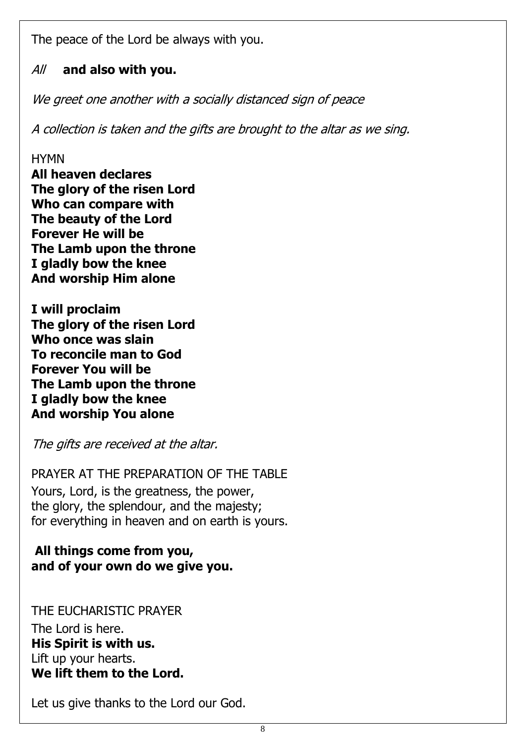The peace of the Lord be always with you.

*All* **and also with you.**

*We greet one another with a socially distanced sign of peace*

*A collection is taken and the gifts are brought to the altar as we sing.*

HYMN

**All heaven declares**
**The glory of the risen Lord**
**Who can compare with**
**The beauty of the Lord**
**Forever He will be**
**The Lamb upon the throne**
**I gladly bow the knee**
**And worship Him alone**

**I will proclaim**
**The glory of the risen Lord**
**Who once was slain**
**To reconcile man to God**
**Forever You will be**
**The Lamb upon the throne**
**I gladly bow the knee**
**And worship You alone**

*The gifts are received at the altar.*

PRAYER AT THE PREPARATION OF THE TABLE

Yours, Lord, is the greatness, the power,
the glory, the splendour, and the majesty;
for everything in heaven and on earth is yours.

**All things come from you,**
**and of your own do we give you.**

THE EUCHARISTIC PRAYER

The Lord is here.
**His Spirit is with us.**
Lift up your hearts.
**We lift them to the Lord.**

Let us give thanks to the Lord our God.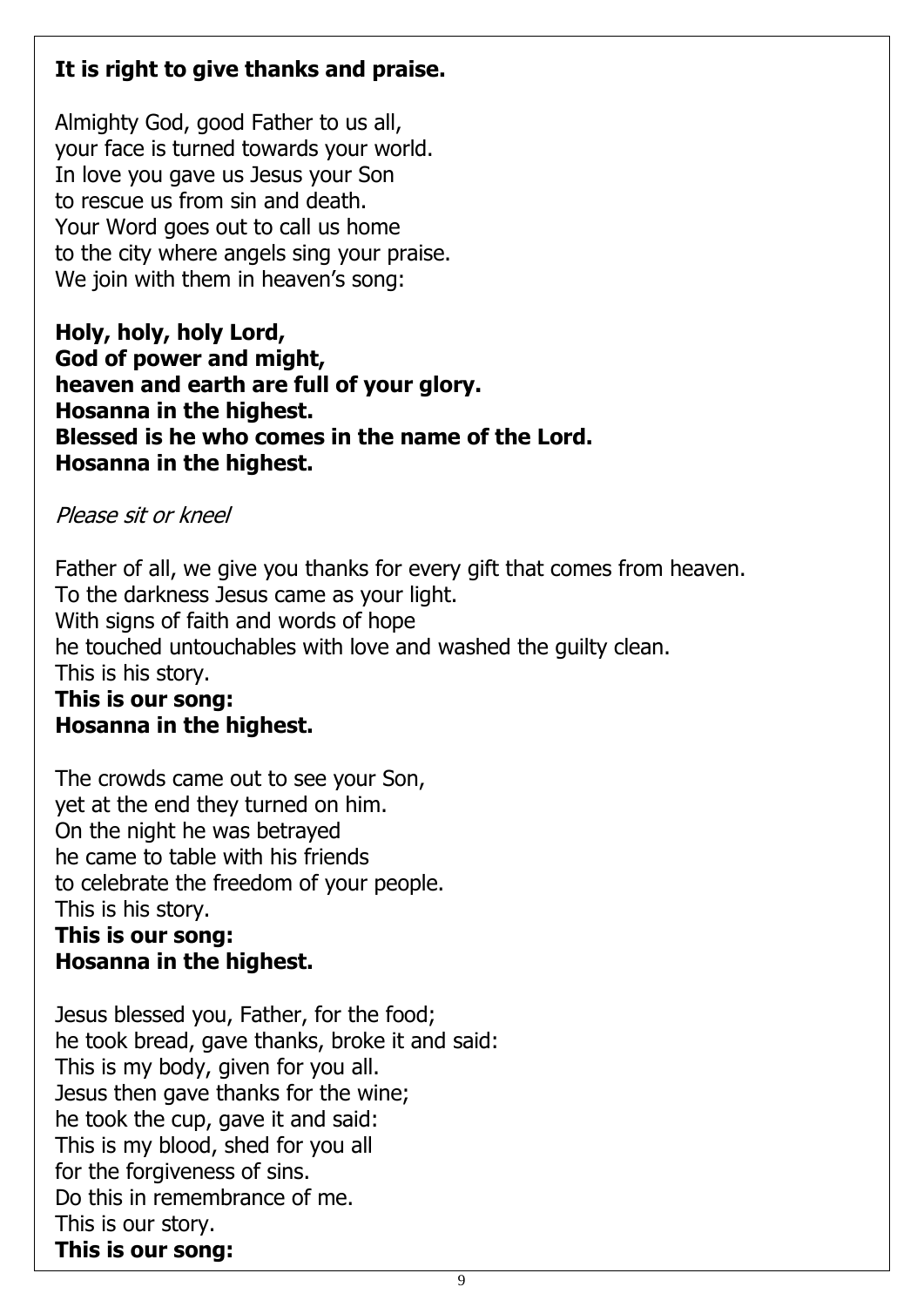**It is right to give thanks and praise.**

Almighty God, good Father to us all,
your face is turned towards your world.
In love you gave us Jesus your Son
to rescue us from sin and death.
Your Word goes out to call us home
to the city where angels sing your praise.
We join with them in heaven's song:

**Holy, holy, holy Lord,**
**God of power and might,**
**heaven and earth are full of your glory.**
**Hosanna in the highest.**
**Blessed is he who comes in the name of the Lord.**
**Hosanna in the highest.**

*Please sit or kneel*

Father of all, we give you thanks for every gift that comes from heaven.
To the darkness Jesus came as your light.
With signs of faith and words of hope
he touched untouchables with love and washed the guilty clean.
This is his story.
**This is our song:**
**Hosanna in the highest.**

The crowds came out to see your Son,
yet at the end they turned on him.
On the night he was betrayed
he came to table with his friends
to celebrate the freedom of your people.
This is his story.
**This is our song:**
**Hosanna in the highest.**

Jesus blessed you, Father, for the food;
he took bread, gave thanks, broke it and said:
This is my body, given for you all.
Jesus then gave thanks for the wine;
he took the cup, gave it and said:
This is my blood, shed for you all
for the forgiveness of sins.
Do this in remembrance of me.
This is our story.
**This is our song:**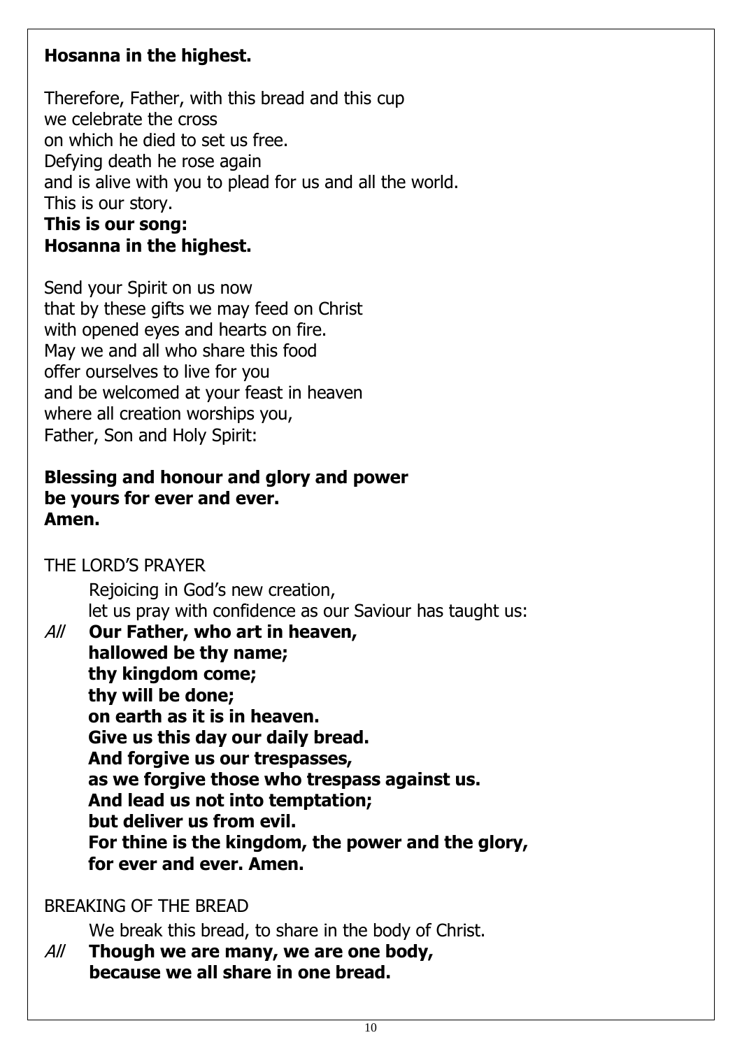**Hosanna in the highest.**

Therefore, Father, with this bread and this cup
we celebrate the cross
on which he died to set us free.
Defying death he rose again
and is alive with you to plead for us and all the world.
This is our story.
**This is our song:**
**Hosanna in the highest.**

Send your Spirit on us now
that by these gifts we may feed on Christ
with opened eyes and hearts on fire.
May we and all who share this food
offer ourselves to live for you
and be welcomed at your feast in heaven
where all creation worships you,
Father, Son and Holy Spirit:

**Blessing and honour and glory and power**
**be yours for ever and ever.**
**Amen.**

THE LORD'S PRAYER

Rejoicing in God's new creation,
let us pray with confidence as our Saviour has taught us:

*All* **Our Father, who art in heaven,**
**hallowed be thy name;**
**thy kingdom come;**
**thy will be done;**
**on earth as it is in heaven.**
**Give us this day our daily bread.**
**And forgive us our trespasses,**
**as we forgive those who trespass against us.**
**And lead us not into temptation;**
**but deliver us from evil.**
**For thine is the kingdom, the power and the glory,**
**for ever and ever. Amen.**

BREAKING OF THE BREAD

We break this bread, to share in the body of Christ.

*All* **Though we are many, we are one body,**
**because we all share in one bread.**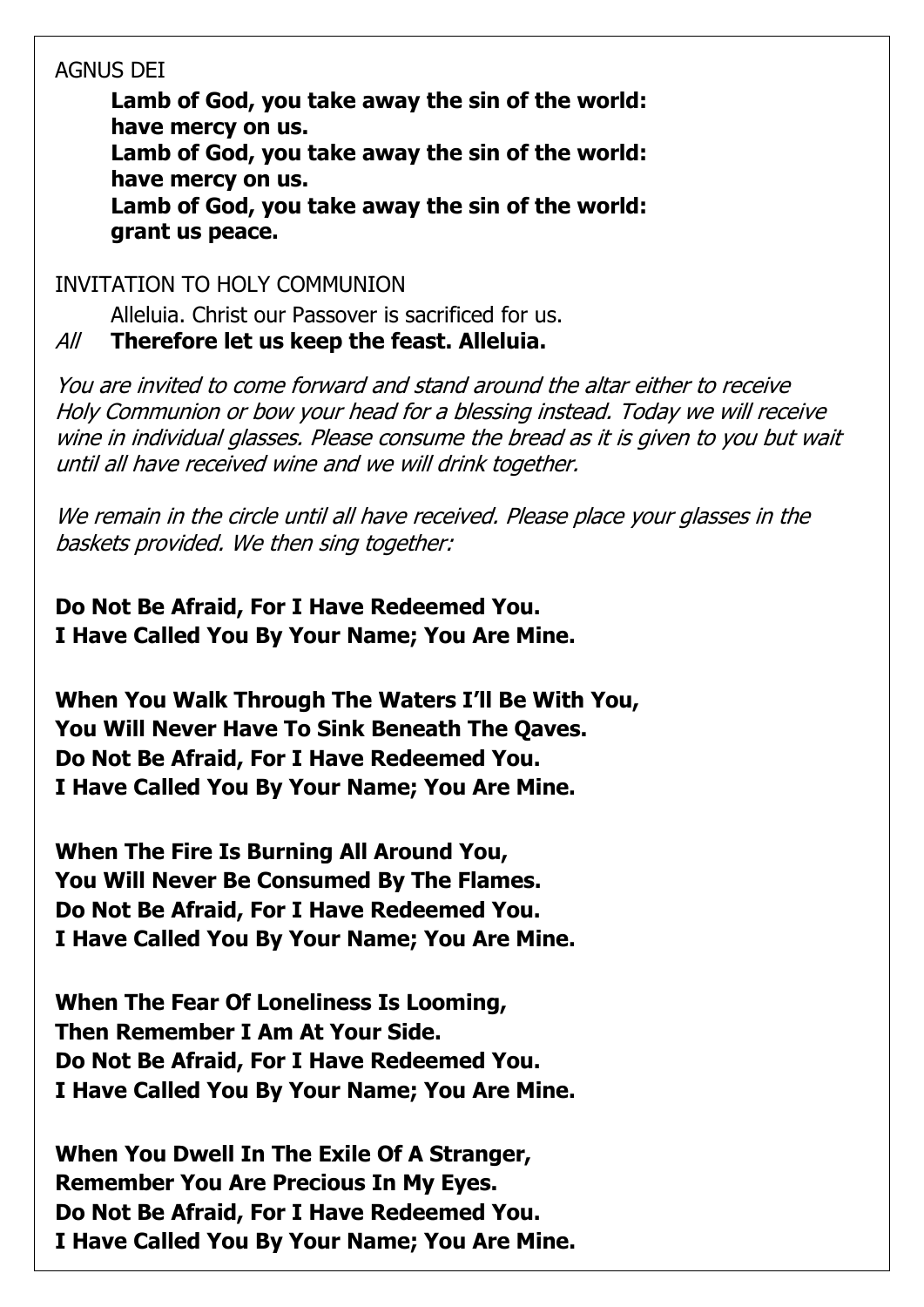AGNUS DEI

**Lamb of God, you take away the sin of the world:**
**have mercy on us.**
**Lamb of God, you take away the sin of the world:**
**have mercy on us.**
**Lamb of God, you take away the sin of the world:**
**grant us peace.**

INVITATION TO HOLY COMMUNION

Alleluia. Christ our Passover is sacrificed for us.

*All* **Therefore let us keep the feast. Alleluia.**

*You are invited to come forward and stand around the altar either to receive Holy Communion or bow your head for a blessing instead. Today we will receive wine in individual glasses. Please consume the bread as it is given to you but wait until all have received wine and we will drink together.*

*We remain in the circle until all have received. Please place your glasses in the baskets provided. We then sing together:*

**Do Not Be Afraid, For I Have Redeemed You.**
**I Have Called You By Your Name; You Are Mine.**

**When You Walk Through The Waters I'll Be With You,**
**You Will Never Have To Sink Beneath The Qaves.**
**Do Not Be Afraid, For I Have Redeemed You.**
**I Have Called You By Your Name; You Are Mine.**

**When The Fire Is Burning All Around You,**
**You Will Never Be Consumed By The Flames.**
**Do Not Be Afraid, For I Have Redeemed You.**
**I Have Called You By Your Name; You Are Mine.**

**When The Fear Of Loneliness Is Looming,**
**Then Remember I Am At Your Side.**
**Do Not Be Afraid, For I Have Redeemed You.**
**I Have Called You By Your Name; You Are Mine.**

**When You Dwell In The Exile Of A Stranger,**
**Remember You Are Precious In My Eyes.**
**Do Not Be Afraid, For I Have Redeemed You.**
**I Have Called You By Your Name; You Are Mine.**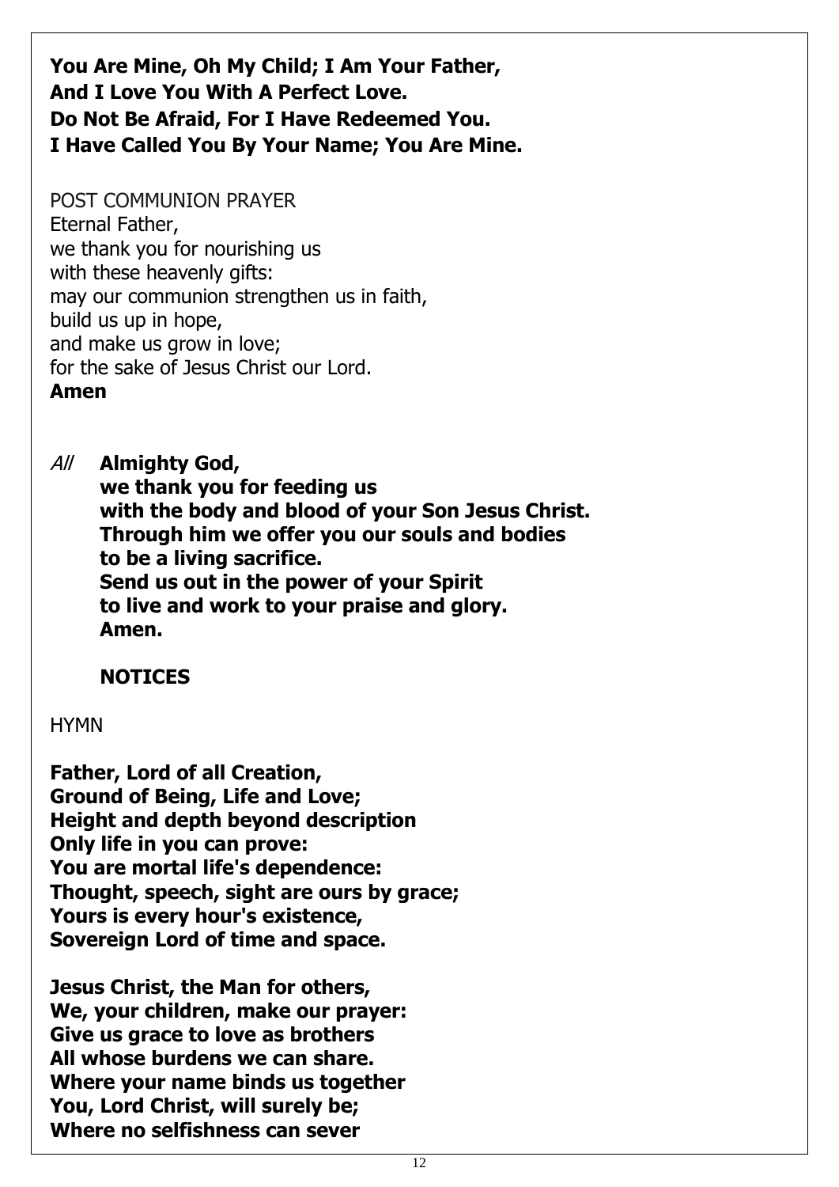**You Are Mine, Oh My Child; I Am Your Father,**
**And I Love You With A Perfect Love.**
**Do Not Be Afraid, For I Have Redeemed You.**
**I Have Called You By Your Name; You Are Mine.**

POST COMMUNION PRAYER
Eternal Father,
we thank you for nourishing us
with these heavenly gifts:
may our communion strengthen us in faith,
build us up in hope,
and make us grow in love;
for the sake of Jesus Christ our Lord.
**Amen**

*All* **Almighty God,**
**we thank you for feeding us**
**with the body and blood of your Son Jesus Christ.**
**Through him we offer you our souls and bodies**
**to be a living sacrifice.**
**Send us out in the power of your Spirit**
**to live and work to your praise and glory.**
**Amen.**

**NOTICES**

HYMN

**Father, Lord of all Creation,**
**Ground of Being, Life and Love;**
**Height and depth beyond description**
**Only life in you can prove:**
**You are mortal life's dependence:**
**Thought, speech, sight are ours by grace;**
**Yours is every hour's existence,**
**Sovereign Lord of time and space.**

**Jesus Christ, the Man for others,**
**We, your children, make our prayer:**
**Give us grace to love as brothers**
**All whose burdens we can share.**
**Where your name binds us together**
**You, Lord Christ, will surely be;**
**Where no selfishness can sever**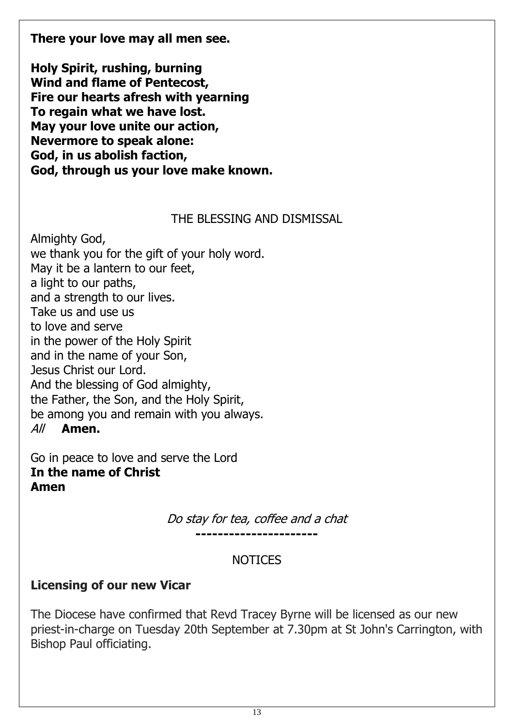**There your love may all men see.**

**Holy Spirit, rushing, burning**
**Wind and flame of Pentecost,**
**Fire our hearts afresh with yearning**
**To regain what we have lost.**
**May your love unite our action,**
**Nevermore to speak alone:**
**God, in us abolish faction,**
**God, through us your love make known.**

## THE BLESSING AND DISMISSAL

Almighty God,
we thank you for the gift of your holy word.
May it be a lantern to our feet,
a light to our paths,
and a strength to our lives.
Take us and use us
to love and serve
in the power of the Holy Spirit
and in the name of your Son,
Jesus Christ our Lord.
And the blessing of God almighty,
the Father, the Son, and the Holy Spirit,
be among you and remain with you always.
*All* **Amen.**

Go in peace to love and serve the Lord
**In the name of Christ**
**Amen**

*Do stay for tea, coffee and a chat*

**----------------------**

## NOTICES

### Licensing of our new Vicar

The Diocese have confirmed that Revd Tracey Byrne will be licensed as our new priest-in-charge on Tuesday 20th September at 7.30pm at St John's Carrington, with Bishop Paul officiating.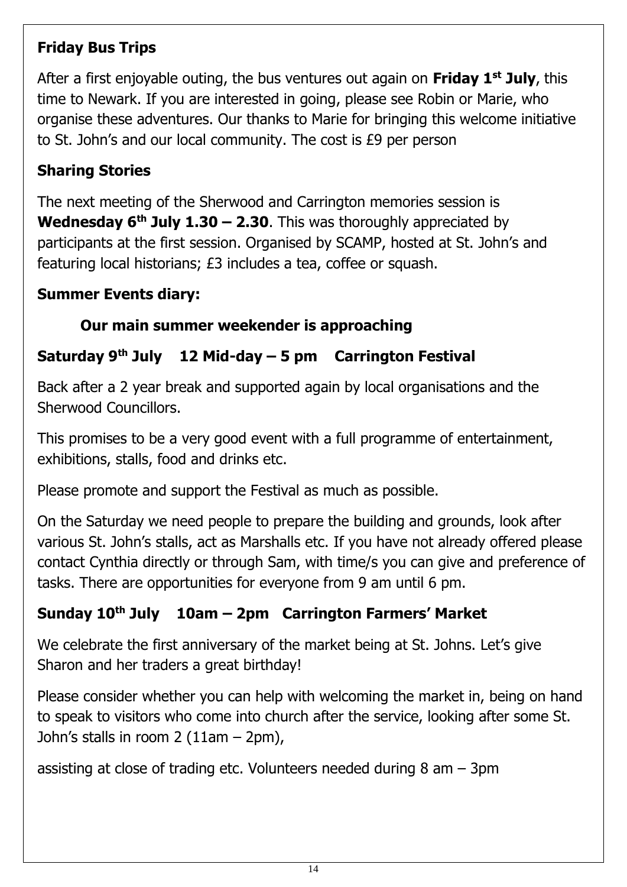**Friday Bus Trips**

After a first enjoyable outing, the bus ventures out again on **Friday 1st July**, this time to Newark. If you are interested in going, please see Robin or Marie, who organise these adventures. Our thanks to Marie for bringing this welcome initiative to St. John's and our local community. The cost is £9 per person

**Sharing Stories**

The next meeting of the Sherwood and Carrington memories session is **Wednesday 6th July 1.30 – 2.30**. This was thoroughly appreciated by participants at the first session. Organised by SCAMP, hosted at St. John's and featuring local historians; £3 includes a tea, coffee or squash.

**Summer Events diary:**

**Our main summer weekender is approaching**

**Saturday 9th July 12 Mid-day – 5 pm Carrington Festival**

Back after a 2 year break and supported again by local organisations and the Sherwood Councillors.

This promises to be a very good event with a full programme of entertainment, exhibitions, stalls, food and drinks etc.

Please promote and support the Festival as much as possible.

On the Saturday we need people to prepare the building and grounds, look after various St. John's stalls, act as Marshalls etc. If you have not already offered please contact Cynthia directly or through Sam, with time/s you can give and preference of tasks. There are opportunities for everyone from 9 am until 6 pm.

**Sunday 10th July 10am – 2pm Carrington Farmers' Market**

We celebrate the first anniversary of the market being at St. Johns. Let's give Sharon and her traders a great birthday!

Please consider whether you can help with welcoming the market in, being on hand to speak to visitors who come into church after the service, looking after some St. John's stalls in room 2 (11am – 2pm),

assisting at close of trading etc. Volunteers needed during 8 am – 3pm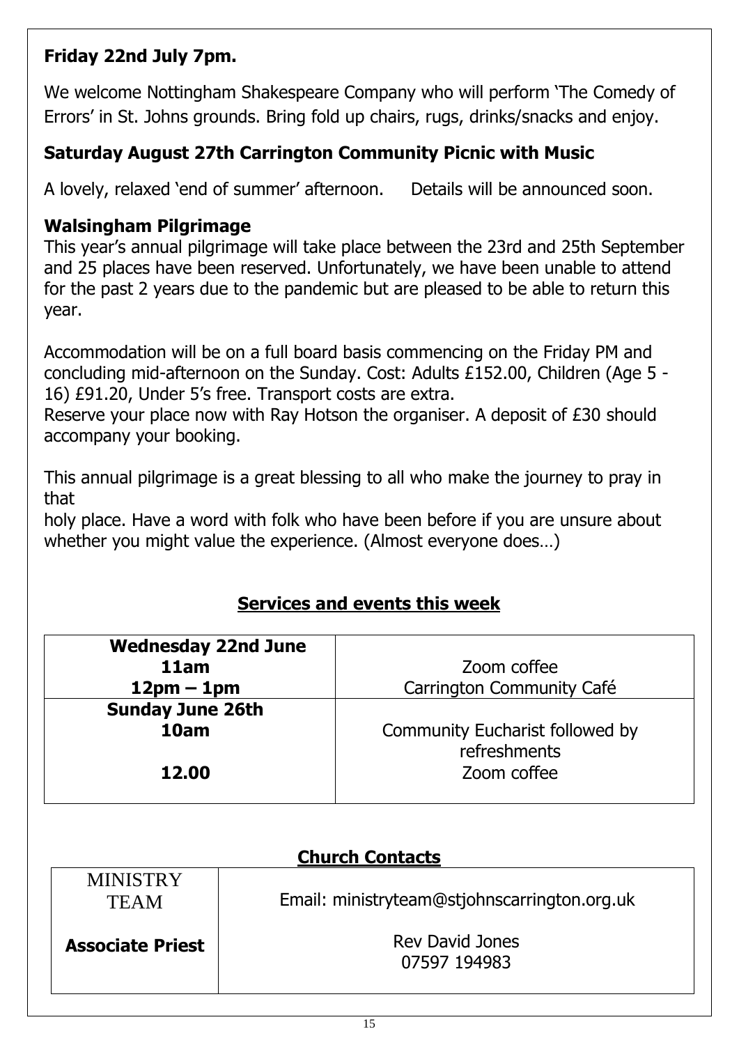**Friday 22nd July 7pm.**

We welcome Nottingham Shakespeare Company who will perform 'The Comedy of Errors' in St. Johns grounds. Bring fold up chairs, rugs, drinks/snacks and enjoy.

**Saturday August 27th Carrington Community Picnic with Music**

A lovely, relaxed 'end of summer' afternoon. Details will be announced soon.

**Walsingham Pilgrimage**

This year's annual pilgrimage will take place between the 23rd and 25th September and 25 places have been reserved. Unfortunately, we have been unable to attend for the past 2 years due to the pandemic but are pleased to be able to return this year.

Accommodation will be on a full board basis commencing on the Friday PM and concluding mid-afternoon on the Sunday. Cost: Adults £152.00, Children (Age 5 - 16) £91.20, Under 5's free. Transport costs are extra.
Reserve your place now with Ray Hotson the organiser. A deposit of £30 should accompany your booking.

This annual pilgrimage is a great blessing to all who make the journey to pray in that
holy place. Have a word with folk who have been before if you are unsure about whether you might value the experience. (Almost everyone does…)

## Services and events this week

| | |
|---|---|
| **Wednesday 22nd June**<br>**11am**<br>**12pm – 1pm** | Zoom coffee<br>Carrington Community Café |
| **Sunday June 26th**<br>**10am**<br><br>**12.00** | Community Eucharist followed by refreshments<br>Zoom coffee |

## Church Contacts

| | |
|---|---|
| MINISTRY TEAM | Email: ministryteam@stjohnscarrington.org.uk |
| **Associate Priest** | Rev David Jones<br>07597 194983 |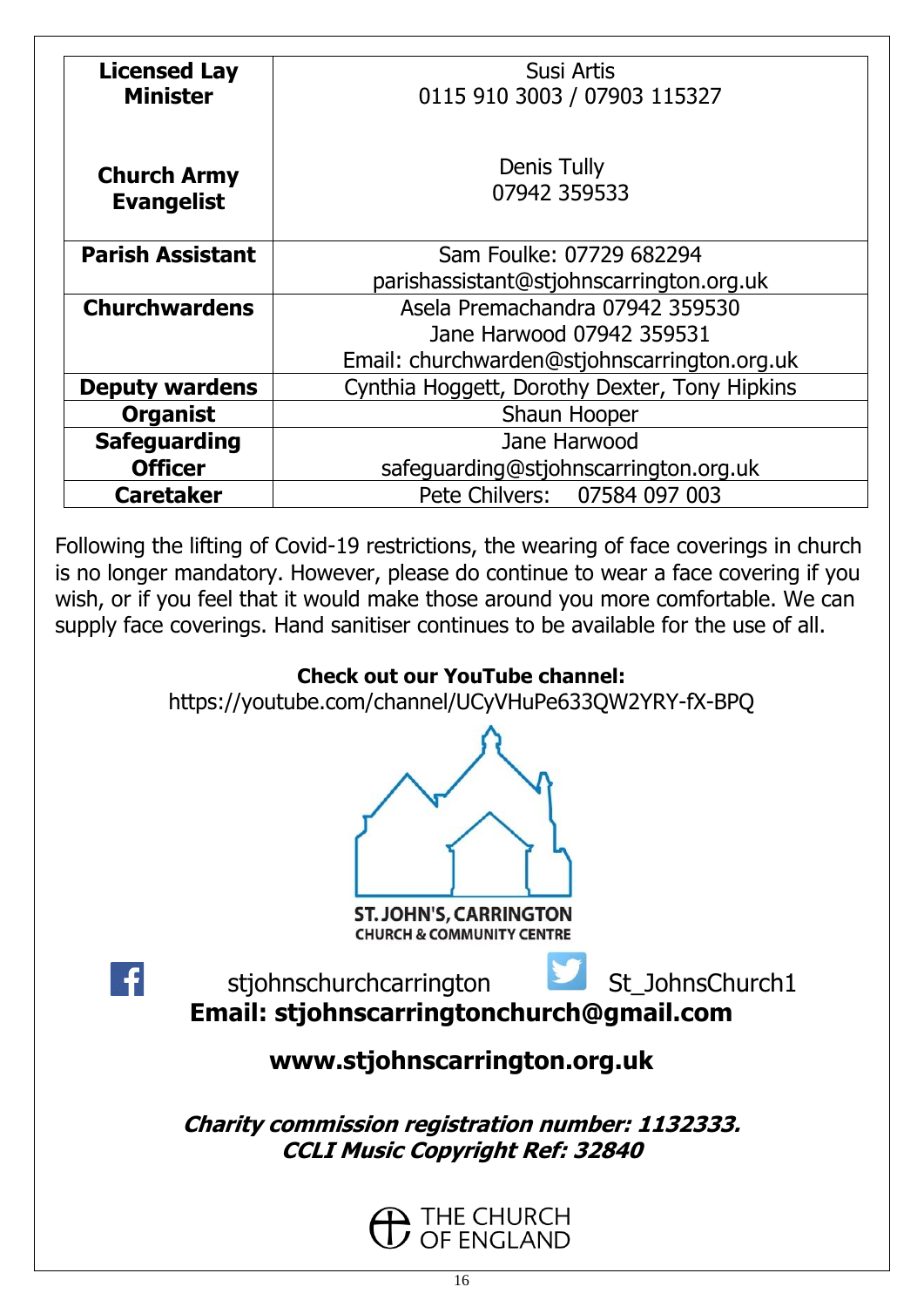| | |
|---|---|
| **Licensed Lay Minister**<br><br>**Church Army Evangelist** | Susi Artis<br>0115 910 3003 / 07903 115327<br><br>Denis Tully<br>07942 359533 |
| **Parish Assistant** | Sam Foulke: 07729 682294<br>parishassistant@stjohnscarrington.org.uk |
| **Churchwardens** | Asela Premachandra 07942 359530<br>Jane Harwood 07942 359531<br>Email: churchwarden@stjohnscarrington.org.uk |
| **Deputy wardens** | Cynthia Hoggett, Dorothy Dexter, Tony Hipkins |
| **Organist** | Shaun Hooper |
| **Safeguarding Officer** | Jane Harwood<br>safeguarding@stjohnscarrington.org.uk |
| **Caretaker** | Pete Chilvers: 07584 097 003 |

Following the lifting of Covid-19 restrictions, the wearing of face coverings in church is no longer mandatory. However, please do continue to wear a face covering if you wish, or if you feel that it would make those around you more comfortable. We can supply face coverings. Hand sanitiser continues to be available for the use of all.

**Check out our YouTube channel:**
https://youtube.com/channel/UCyVHuPe633QW2YRY-fX-BPQ

ST. JOHN'S, CARRINGTON
CHURCH & COMMUNITY CENTRE

stjohnschurchcarrington St_JohnsChurch1

**Email: stjohnscarringtonchurch@gmail.com**

**www.stjohnscarrington.org.uk**

***Charity commission registration number: 1132333.***
***CCLI Music Copyright Ref: 32840***

THE CHURCH OF ENGLAND